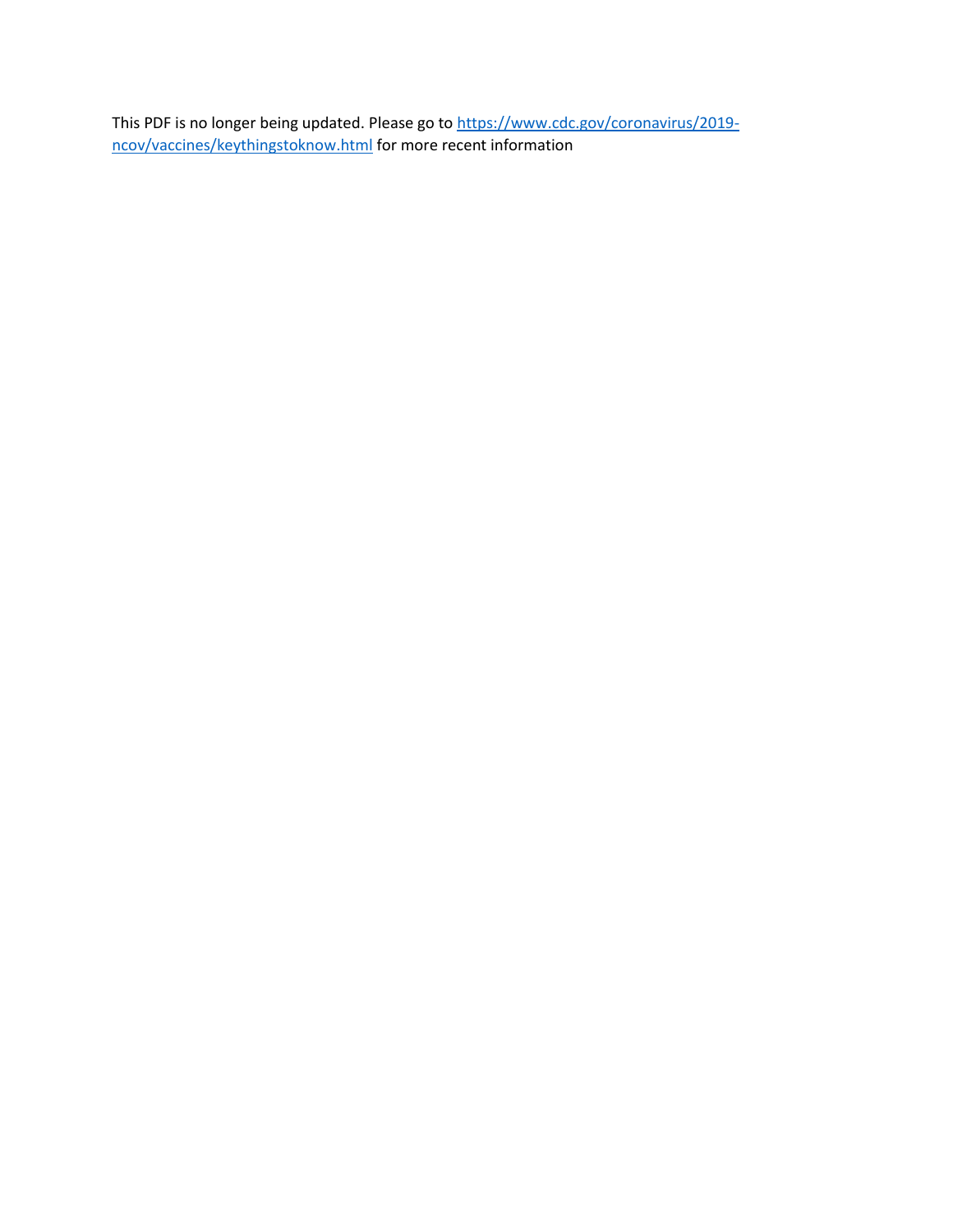This PDF is no longer being updated. Please go to [https://www.cdc.gov/coronavirus/2019-ncov/vaccines/keythingstoknow.html](https://www.cdc.gov/coronavirus/2019-ncov/vaccines/keythingstoknow.html) for more recent information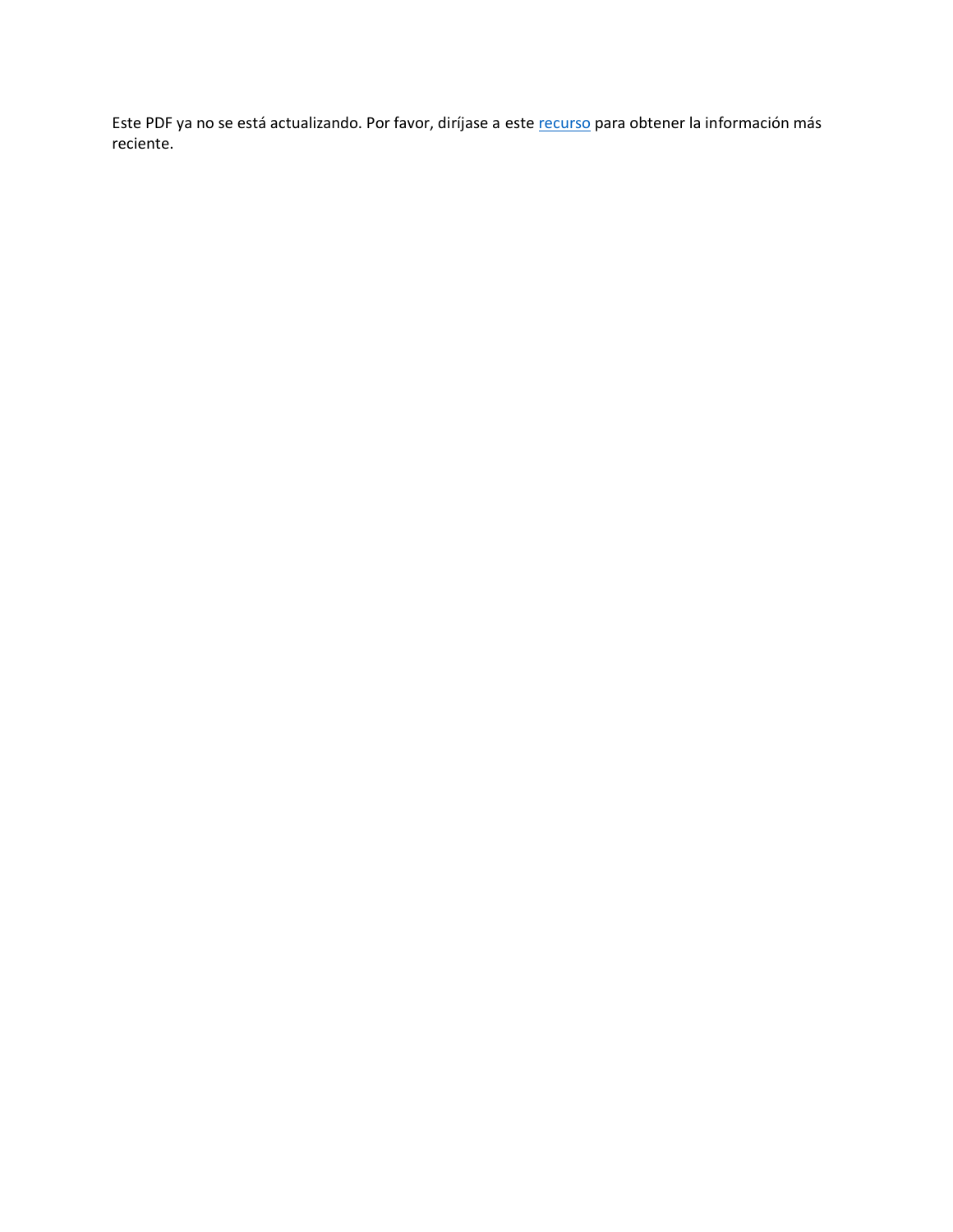Este PDF ya no se está actualizando. Por favor, diríjase a este recurso para obtener la información más reciente.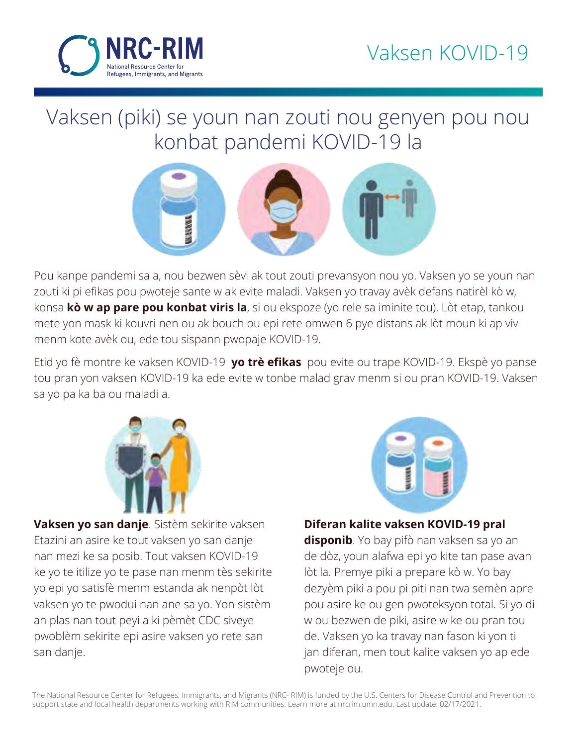# Vaksen KOVID-19

## Vaksen (piki) se youn nan zouti nou genyen pou nou konbat pandemi KOVID-19 la

Pou kanpe pandemi sa a, nou bezwen sèvi ak tout zouti prevansyon nou yo. Vaksen yo se youn nan zouti ki pi efikas pou pwoteje sante w ak evite maladi. Vaksen yo travay avèk defans natirèl kò w, konsa **kò w ap pare pou konbat viris la**, si ou ekspoze (yo rele sa iminite tou). Lòt etap, tankou mete yon mask ki kouvri nen ou ak bouch ou epi rete omwen 6 pye distans ak lòt moun ki ap viv menm kote avèk ou, ede tou sispann pwopaje KOVID-19.

Etid yo fè montre ke vaksen KOVID-19 **yo trè efikas** pou evite ou trape KOVID-19. Ekspè yo panse tou pran yon vaksen KOVID-19 ka ede evite w tonbe malad grav menm si ou pran KOVID-19. Vaksen sa yo pa ka ba ou maladi a.

**Vaksen yo san danje**. Sistèm sekirite vaksen Etazini an asire ke tout vaksen yo san danje nan mezi ke sa posib. Tout vaksen KOVID-19 ke yo te itilize yo te pase nan menm tès sekirite yo epi yo satisfè menm estanda ak nenpòt lòt vaksen yo te pwodui nan ane sa yo. Yon sistèm an plas nan tout peyi a ki pèmèt CDC siveye pwoblèm sekirite epi asire vaksen yo rete san san danje.

**Diferan kalite vaksen KOVID-19 pral disponib**. Yo bay pifò nan vaksen sa yo an de dòz, youn alafwa epi yo kite tan pase avan lòt la. Premye piki a prepare kò w. Yo bay dezyèm piki a pou pi piti nan twa semèn apre pou asire ke ou gen pwoteksyon total. Si yo di w ou bezwen de piki, asire w ke ou pran tou de. Vaksen yo ka travay nan fason ki yon ti jan diferan, men tout kalite vaksen yo ap ede pwoteje ou.

The National Resource Center for Refugees, Immigrants, and Migrants (NRC- RIM) is funded by the U.S. Centers for Disease Control and Prevention to support state and local health departments working with RIM communities. Learn more at nrcrim.umn.edu. Last update: 02/17/2021.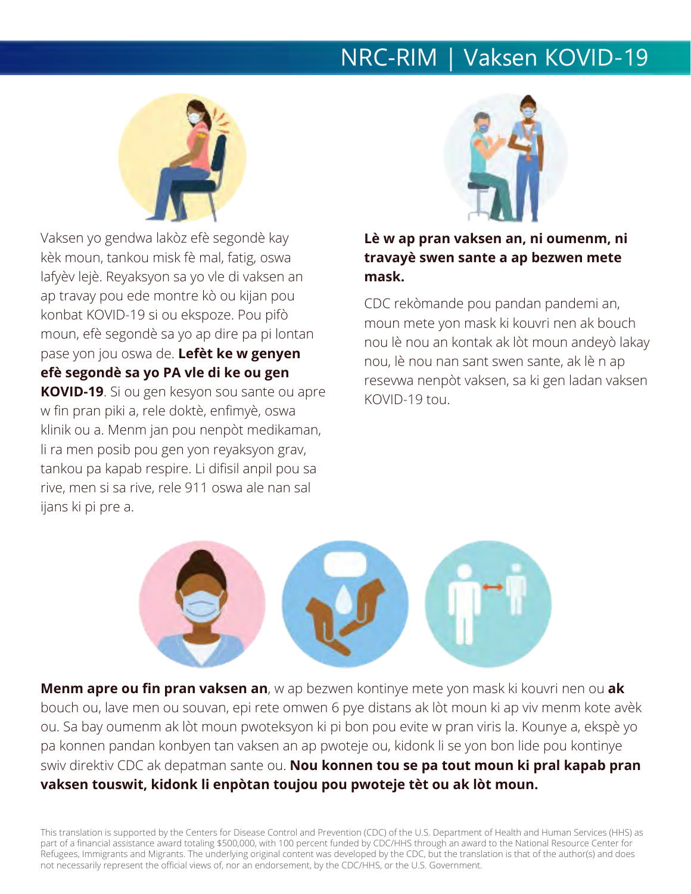Vaksen yo gendwa lakòz efè segondè kay kèk moun, tankou misk fè mal, fatig, oswa lafyèv lejè. Reyaksyon sa yo vle di vaksen an ap travay pou ede montre kò ou kijan pou konbat KOVID-19 si ou ekspoze. Pou pifò moun, efè segondè sa yo ap dire pa pi lontan pase yon jou oswa de. **Lefèt ke w genyen efè segondè sa yo PA vle di ke ou gen KOVID-19**. Si ou gen kesyon sou sante ou apre w fin pran piki a, rele doktè, enfimyè, oswa klinik ou a. Menm jan pou nenpòt medikaman, li ra men posib pou gen yon reyaksyon grav, tankou pa kapab respire. Li difisil anpil pou sa rive, men si sa rive, rele 911 oswa ale nan sal ijans ki pi pre a.

**Lè w ap pran vaksen an, ni oumenm, ni travayè swen sante a ap bezwen mete mask.**

CDC rekòmande pou pandan pandemi an, moun mete yon mask ki kouvri nen ak bouch nou lè nou an kontak ak lòt moun andeyò lakay nou, lè nou nan sant swen sante, ak lè n ap resevwa nenpòt vaksen, sa ki gen ladan vaksen KOVID-19 tou.

**Menm apre ou fin pran vaksen an**, w ap bezwen kontinye mete yon mask ki kouvri nen ou **ak** bouch ou, lave men ou souvan, epi rete omwen 6 pye distans ak lòt moun ki ap viv menm kote avèk ou. Sa bay oumenm ak lòt moun pwoteksyon ki pi bon pou evite w pran viris la. Kounye a, ekspè yo pa konnen pandan konbyen tan vaksen an ap pwoteje ou, kidonk li se yon bon lide pou kontinye swiv direktiv CDC ak depatman sante ou. **Nou konnen tou se pa tout moun ki pral kapab pran vaksen touswit, kidonk li enpòtan toujou pou pwoteje tèt ou ak lòt moun.**

This translation is supported by the Centers for Disease Control and Prevention (CDC) of the U.S. Department of Health and Human Services (HHS) as part of a financial assistance award totaling $500,000, with 100 percent funded by CDC/HHS through an award to the National Resource Center for Refugees, Immigrants and Migrants. The underlying original content was developed by the CDC, but the translation is that of the author(s) and does not necessarily represent the official views of, nor an endorsement, by the CDC/HHS, or the U.S. Government.